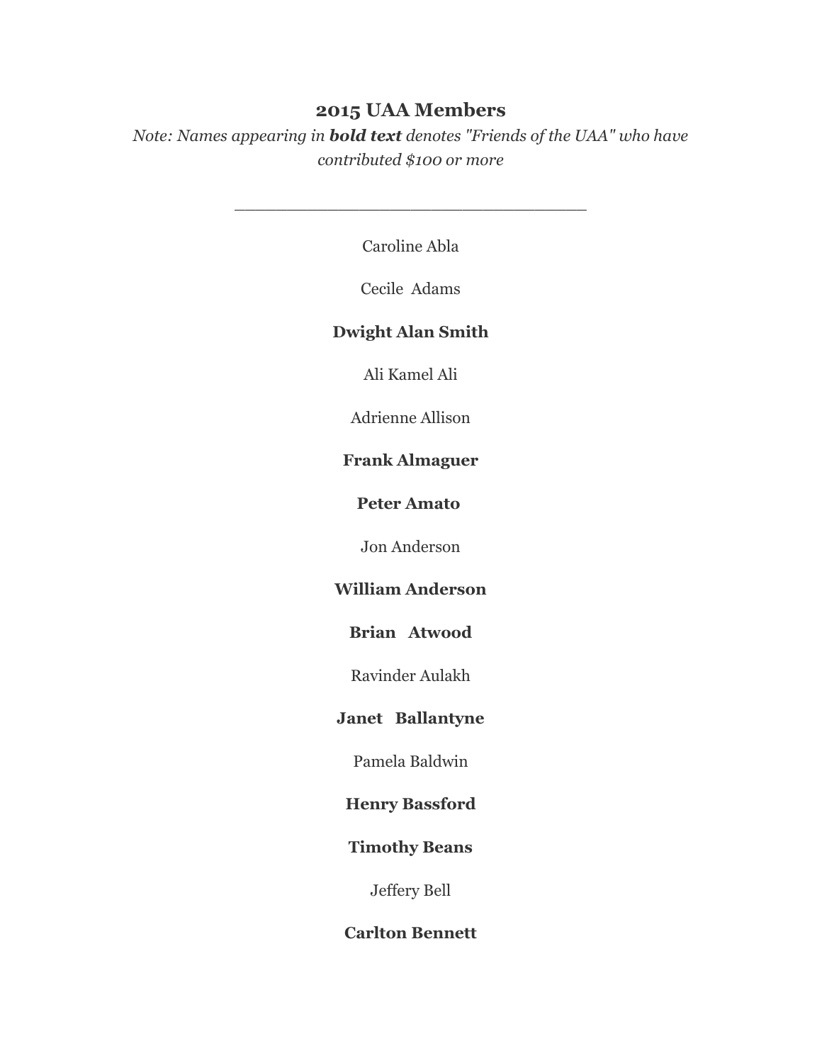## 2015 UAA Members

*Note: Names appearing in **bold text** denotes "Friends of the UAA" who have contributed $100 or more*

---

Caroline Abla

Cecile Adams

**Dwight Alan Smith**

Ali Kamel Ali

Adrienne Allison

**Frank Almaguer**

**Peter Amato**

Jon Anderson

**William Anderson**

**Brian Atwood**

Ravinder Aulakh

**Janet Ballantyne**

Pamela Baldwin

**Henry Bassford**

**Timothy Beans**

Jeffery Bell

**Carlton Bennett**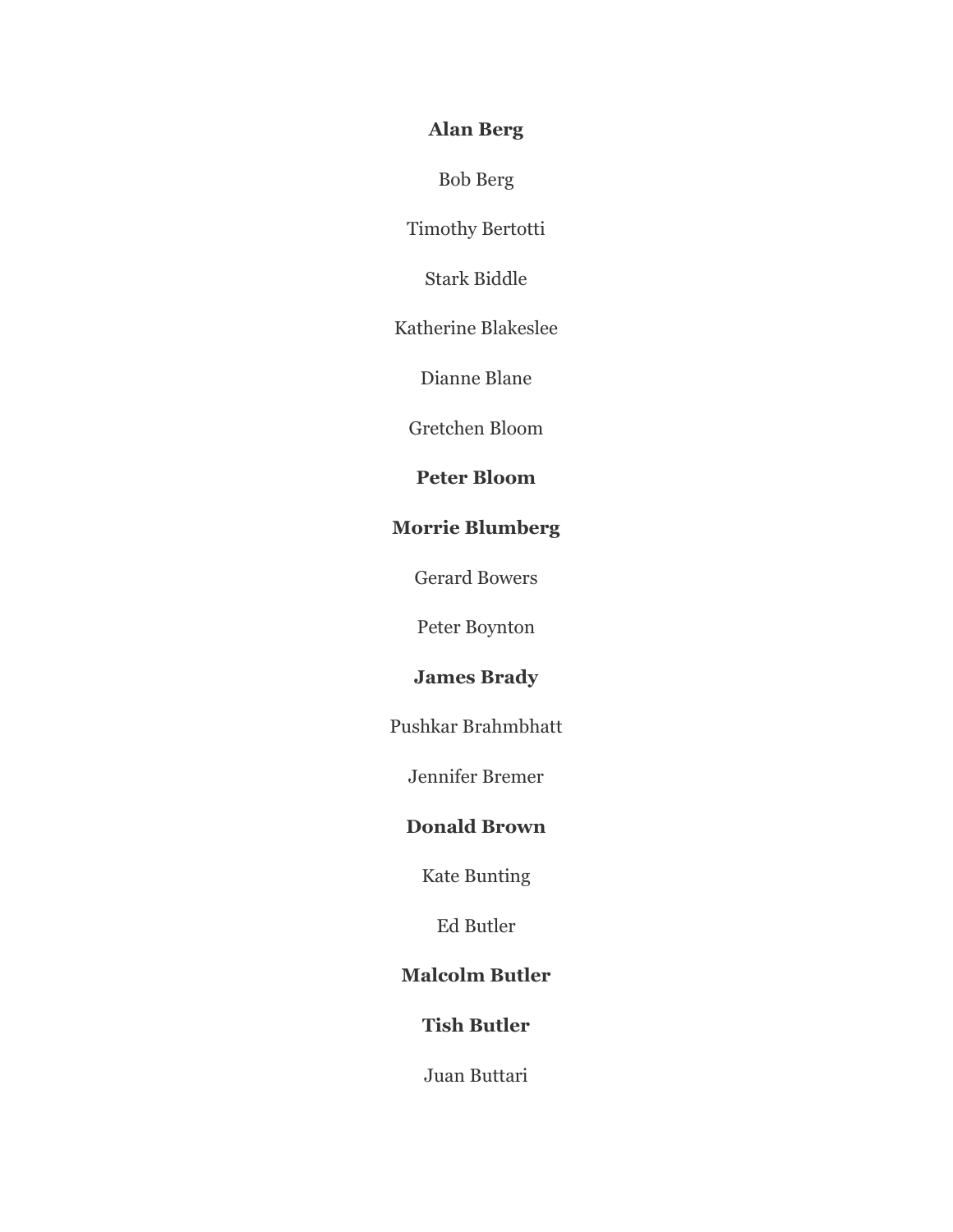**Alan Berg**

Bob Berg

Timothy Bertotti

Stark Biddle

Katherine Blakeslee

Dianne Blane

Gretchen Bloom

**Peter Bloom**

**Morrie Blumberg**

Gerard Bowers

Peter Boynton

**James Brady**

Pushkar Brahmbhatt

Jennifer Bremer

**Donald Brown**

Kate Bunting

Ed Butler

**Malcolm Butler**

**Tish Butler**

Juan Buttari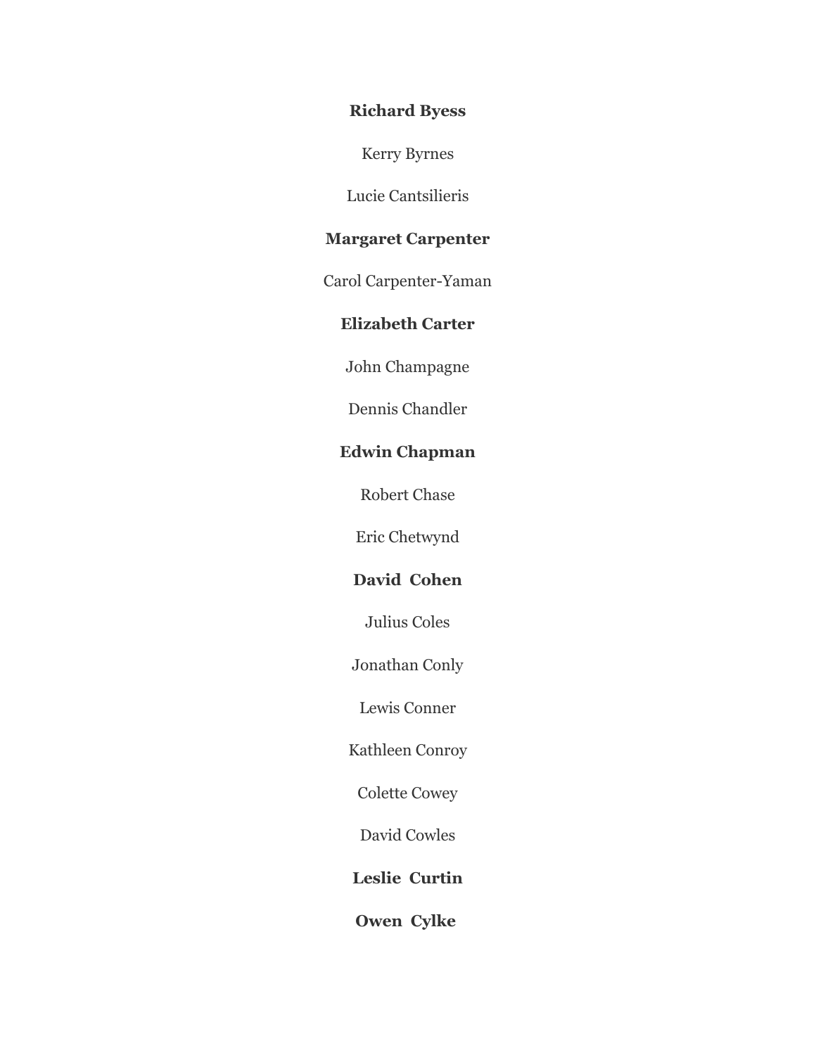**Richard Byess**

Kerry Byrnes

Lucie Cantsilieris

**Margaret Carpenter**

Carol Carpenter-Yaman

**Elizabeth Carter**

John Champagne

Dennis Chandler

**Edwin Chapman**

Robert Chase

Eric Chetwynd

**David  Cohen**

Julius Coles

Jonathan Conly

Lewis Conner

Kathleen Conroy

Colette Cowey

David Cowles

**Leslie  Curtin**

**Owen  Cylke**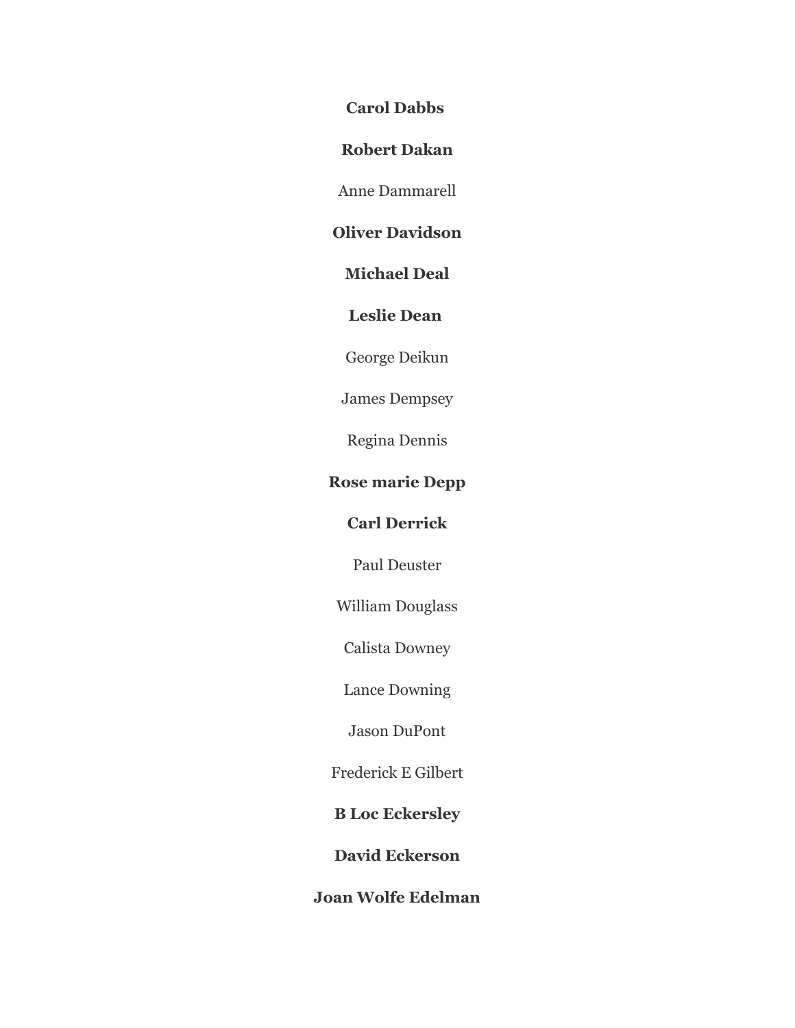**Carol Dabbs**

**Robert Dakan**

Anne Dammarell

**Oliver Davidson**

**Michael Deal**

**Leslie Dean**

George Deikun

James Dempsey

Regina Dennis

**Rose marie Depp**

**Carl Derrick**

Paul Deuster

William Douglass

Calista Downey

Lance Downing

Jason DuPont

Frederick E Gilbert

**B Loc Eckersley**

**David Eckerson**

**Joan Wolfe Edelman**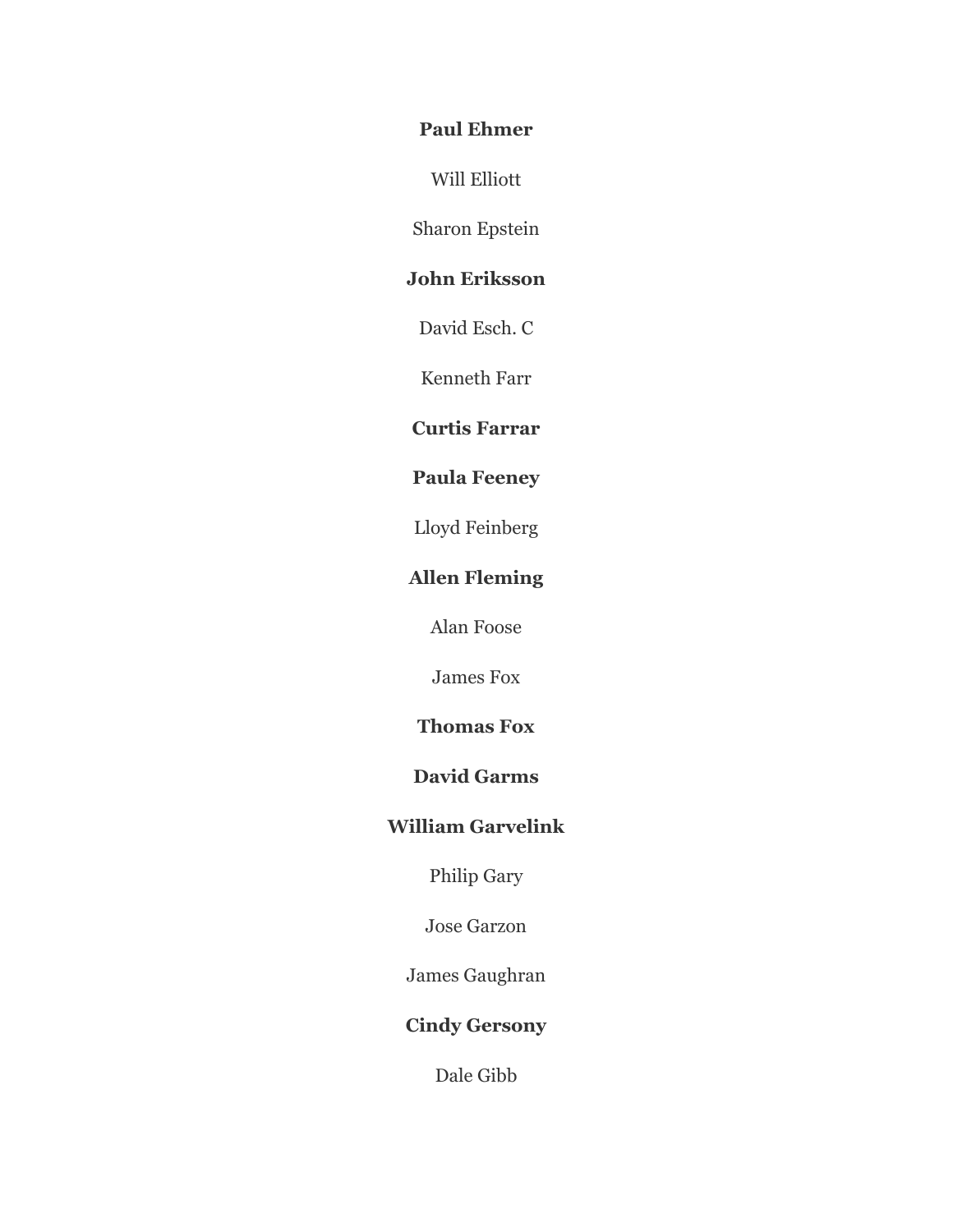**Paul Ehmer**

Will Elliott

Sharon Epstein

**John Eriksson**

David Esch. C

Kenneth Farr

**Curtis Farrar**

**Paula Feeney**

Lloyd Feinberg

**Allen Fleming**

Alan Foose

James Fox

**Thomas Fox**

**David Garms**

**William Garvelink**

Philip Gary

Jose Garzon

James Gaughran

**Cindy Gersony**

Dale Gibb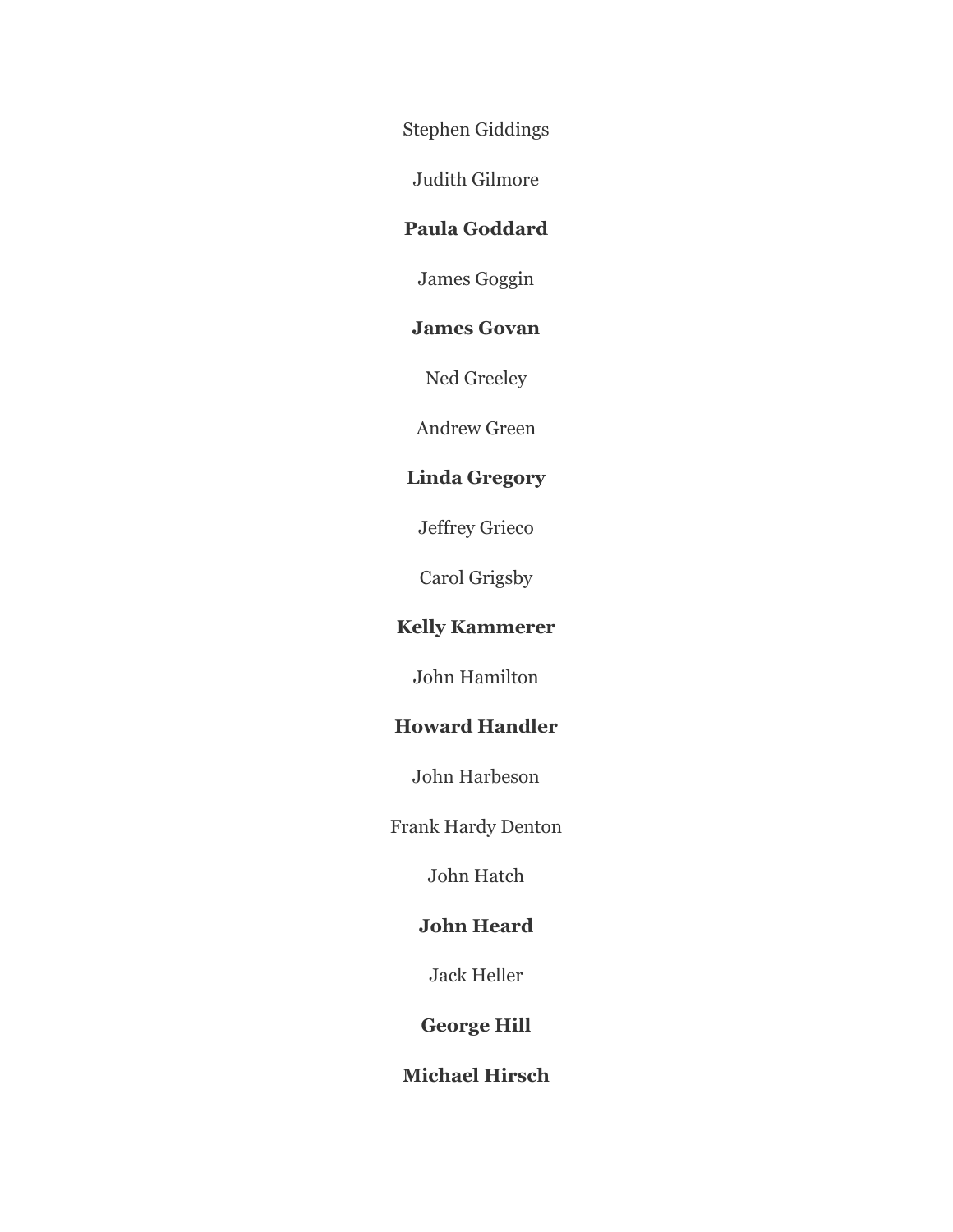Stephen Giddings

Judith Gilmore

**Paula Goddard**

James Goggin

**James Govan**

Ned Greeley

Andrew Green

**Linda Gregory**

Jeffrey Grieco

Carol Grigsby

**Kelly Kammerer**

John Hamilton

**Howard Handler**

John Harbeson

Frank Hardy Denton

John Hatch

**John Heard**

Jack Heller

**George Hill**

**Michael Hirsch**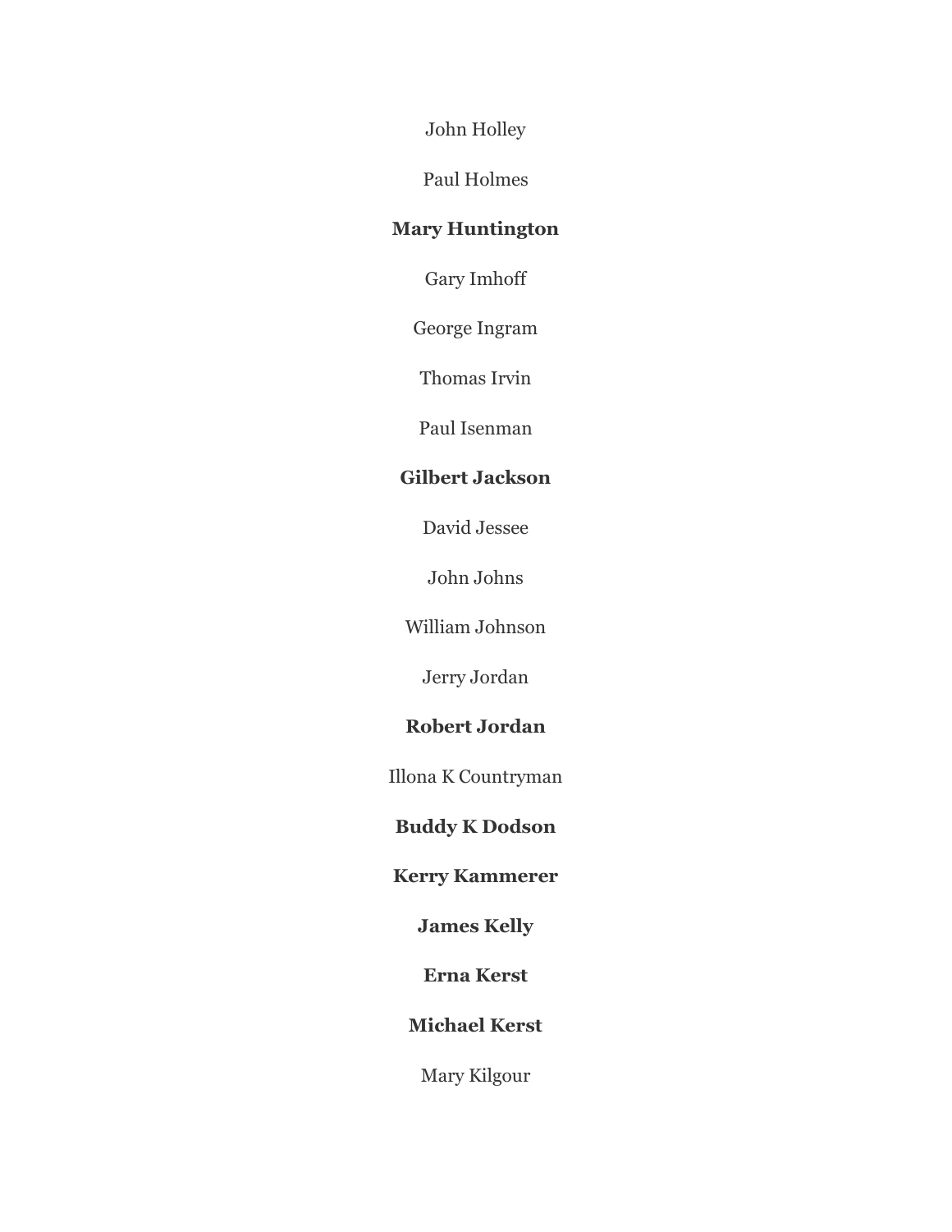John Holley

Paul Holmes

**Mary Huntington**

Gary Imhoff

George Ingram

Thomas Irvin

Paul Isenman

**Gilbert Jackson**

David Jessee

John Johns

William Johnson

Jerry Jordan

**Robert Jordan**

Illona K Countryman

**Buddy K Dodson**

**Kerry Kammerer**

**James Kelly**

**Erna Kerst**

**Michael Kerst**

Mary Kilgour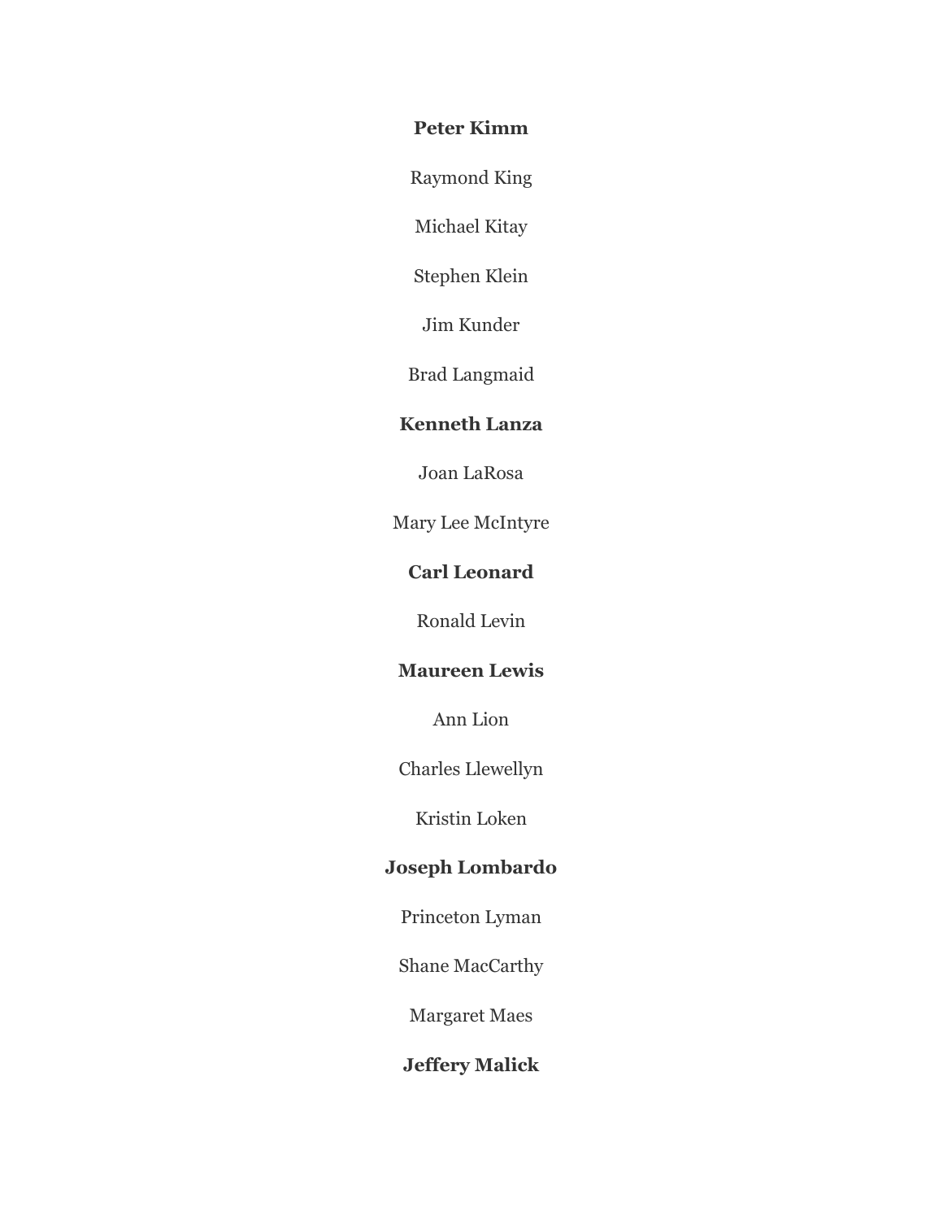**Peter Kimm**

Raymond King

Michael Kitay

Stephen Klein

Jim Kunder

Brad Langmaid

**Kenneth Lanza**

Joan LaRosa

Mary Lee McIntyre

**Carl Leonard**

Ronald Levin

**Maureen Lewis**

Ann Lion

Charles Llewellyn

Kristin Loken

**Joseph Lombardo**

Princeton Lyman

Shane MacCarthy

Margaret Maes

**Jeffery Malick**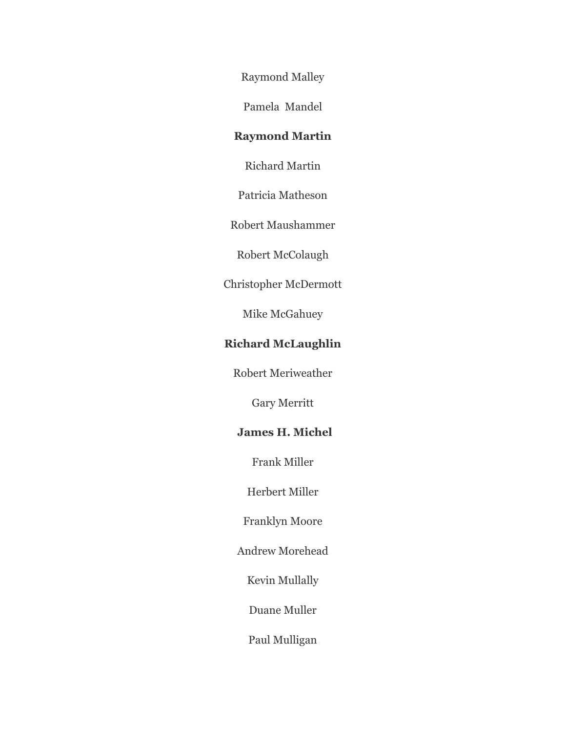Raymond Malley

Pamela  Mandel

**Raymond Martin**

Richard Martin

Patricia Matheson

Robert Maushammer

Robert McColaugh

Christopher McDermott

Mike McGahuey

**Richard McLaughlin**

Robert Meriweather

Gary Merritt

**James H. Michel**

Frank Miller

Herbert Miller

Franklyn Moore

Andrew Morehead

Kevin Mullally

Duane Muller

Paul Mulligan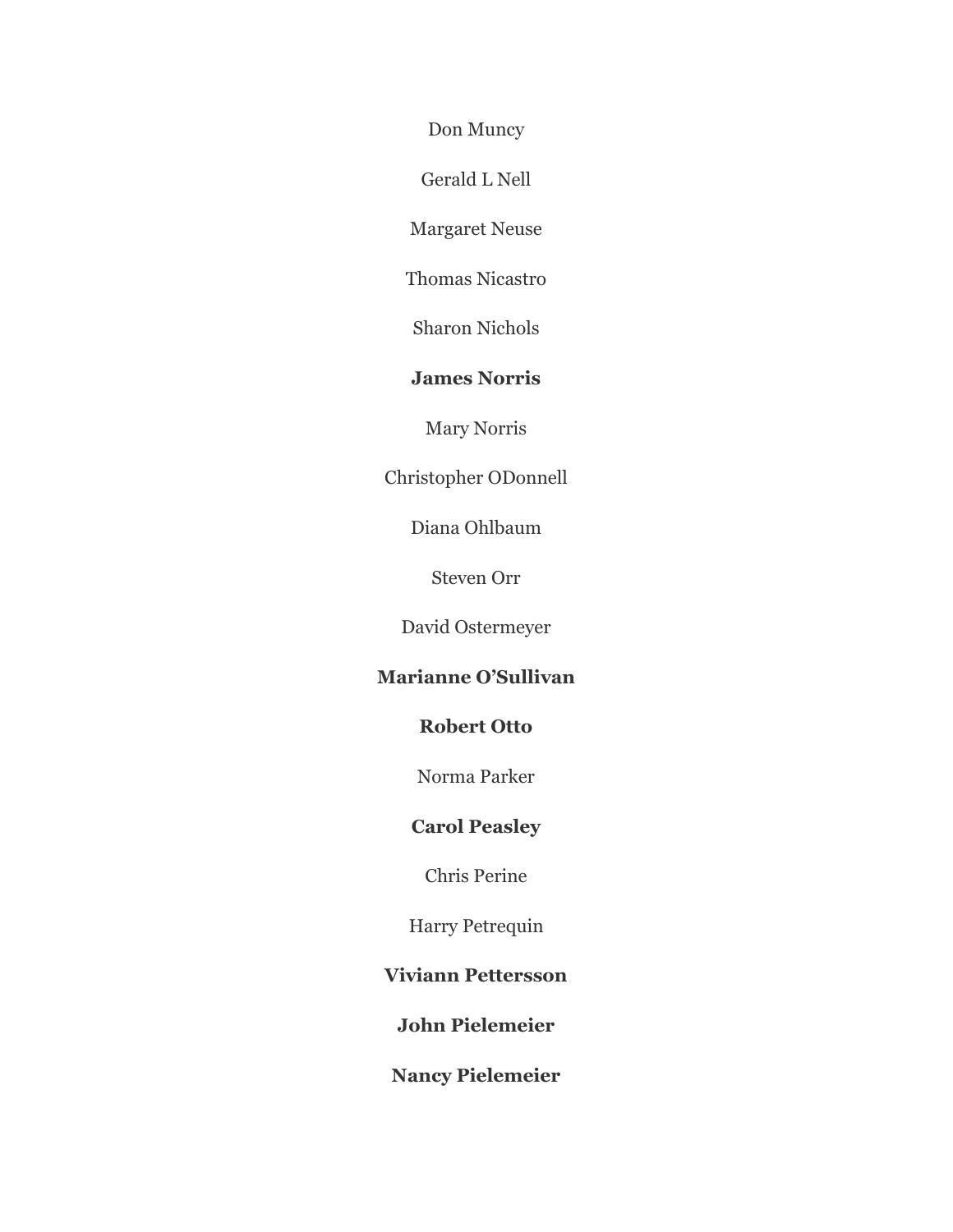Don Muncy

Gerald L Nell

Margaret Neuse

Thomas Nicastro

Sharon Nichols

**James Norris**

Mary Norris

Christopher ODonnell

Diana Ohlbaum

Steven Orr

David Ostermeyer

**Marianne O'Sullivan**

**Robert Otto**

Norma Parker

**Carol Peasley**

Chris Perine

Harry Petrequin

**Viviann Pettersson**

**John Pielemeier**

**Nancy Pielemeier**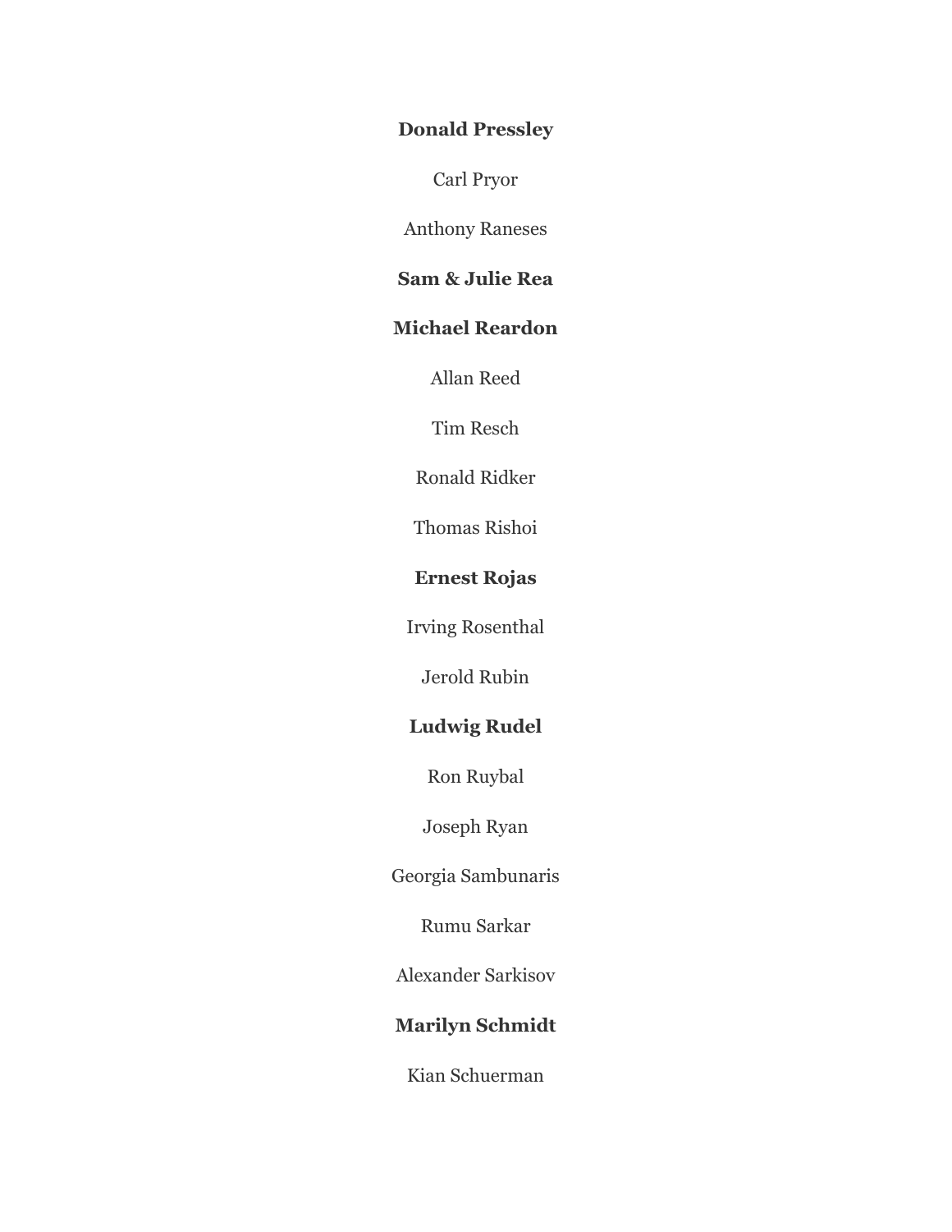**Donald Pressley**

Carl Pryor

Anthony Raneses

**Sam & Julie Rea**

**Michael Reardon**

Allan Reed

Tim Resch

Ronald Ridker

Thomas Rishoi

**Ernest Rojas**

Irving Rosenthal

Jerold Rubin

**Ludwig Rudel**

Ron Ruybal

Joseph Ryan

Georgia Sambunaris

Rumu Sarkar

Alexander Sarkisov

**Marilyn Schmidt**

Kian Schuerman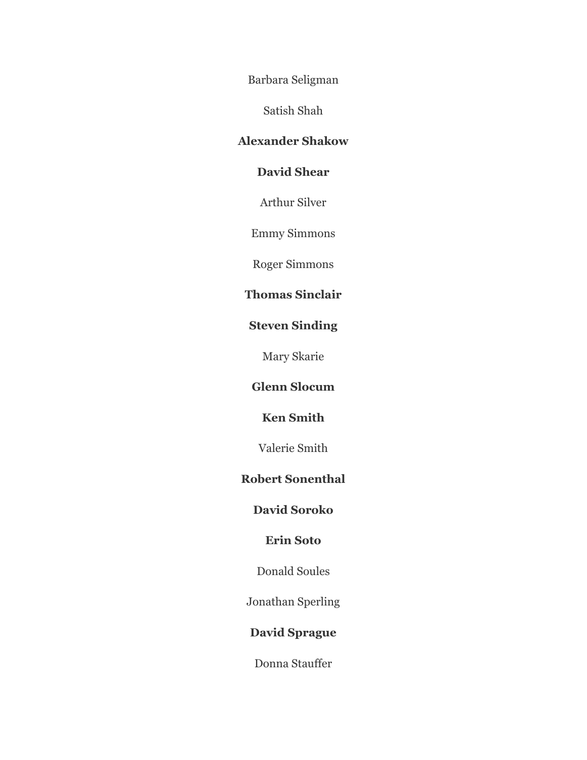Barbara Seligman

Satish Shah

**Alexander Shakow**

**David Shear**

Arthur Silver

Emmy Simmons

Roger Simmons

**Thomas Sinclair**

**Steven Sinding**

Mary Skarie

**Glenn Slocum**

**Ken Smith**

Valerie Smith

**Robert Sonenthal**

**David Soroko**

**Erin Soto**

Donald Soules

Jonathan Sperling

**David Sprague**

Donna Stauffer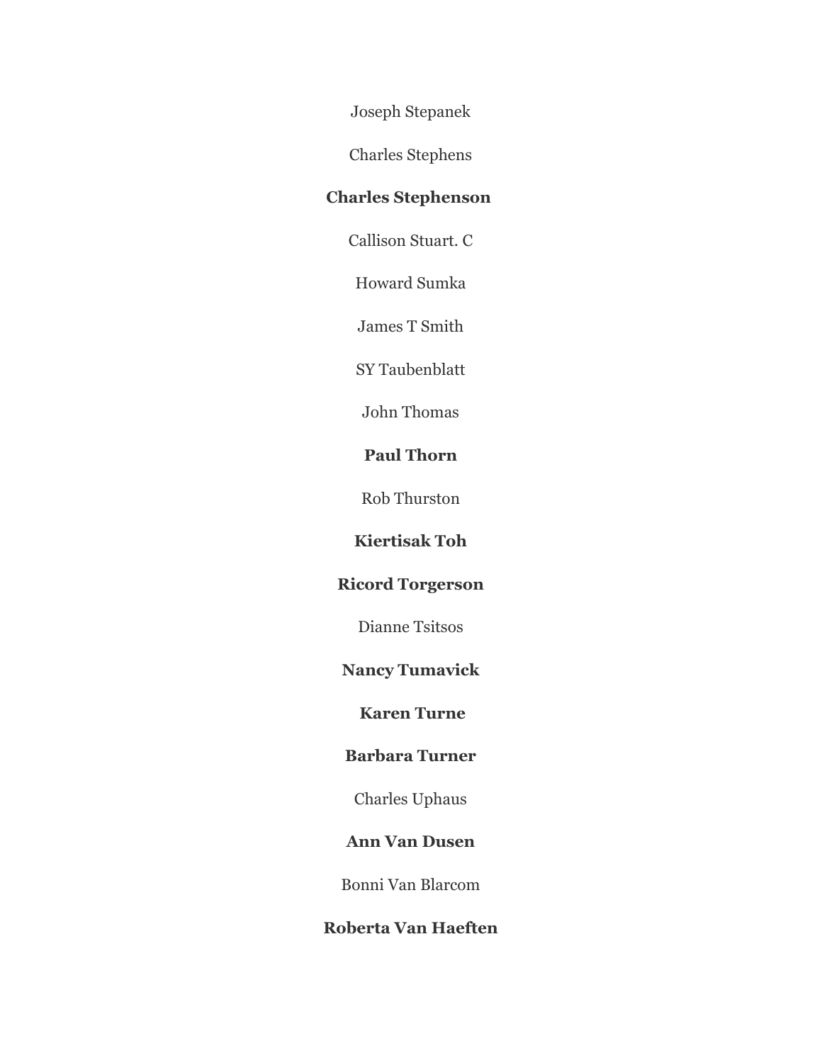Joseph Stepanek

Charles Stephens

**Charles Stephenson**

Callison Stuart. C

Howard Sumka

James T Smith

SY Taubenblatt

John Thomas

**Paul Thorn**

Rob Thurston

**Kiertisak Toh**

**Ricord Torgerson**

Dianne Tsitsos

**Nancy Tumavick**

**Karen Turne**

**Barbara Turner**

Charles Uphaus

**Ann Van Dusen**

Bonni Van Blarcom

**Roberta Van Haeften**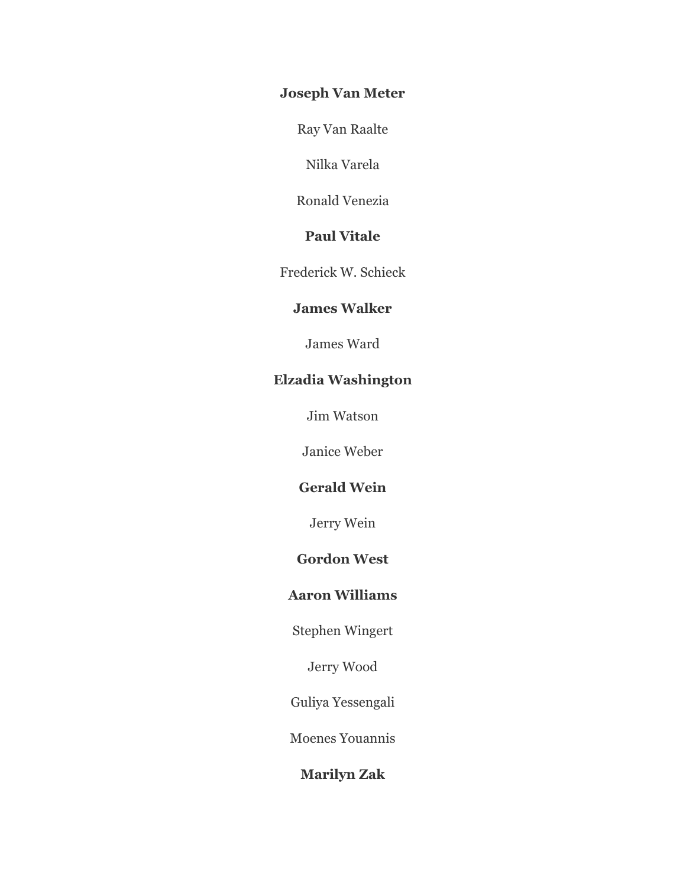**Joseph Van Meter**

Ray Van Raalte

Nilka Varela

Ronald Venezia

**Paul Vitale**

Frederick W. Schieck

**James Walker**

James Ward

**Elzadia Washington**

Jim Watson

Janice Weber

**Gerald Wein**

Jerry Wein

**Gordon West**

**Aaron Williams**

Stephen Wingert

Jerry Wood

Guliya Yessengali

Moenes Youannis

**Marilyn Zak**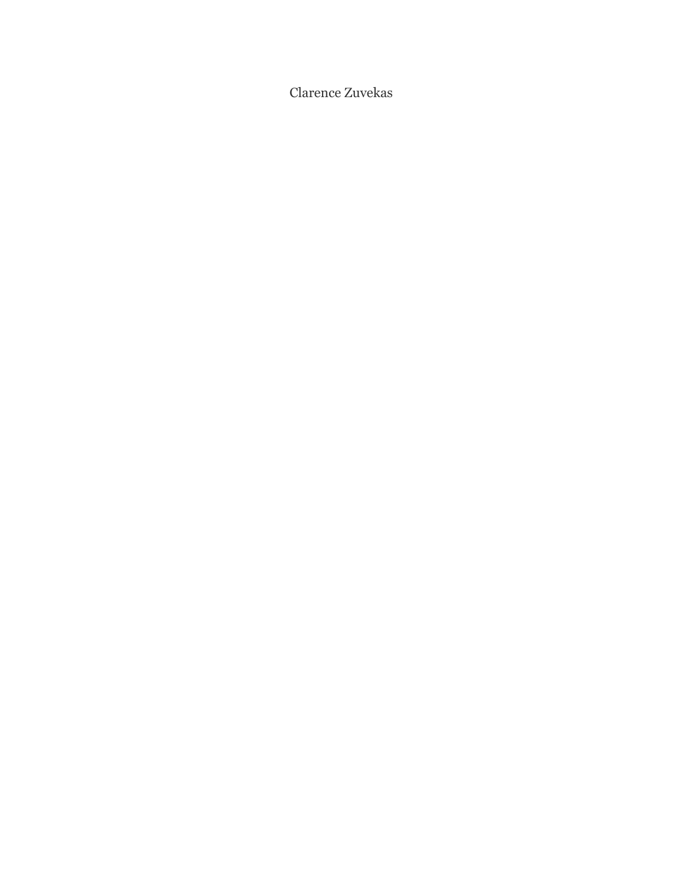Clarence Zuvekas